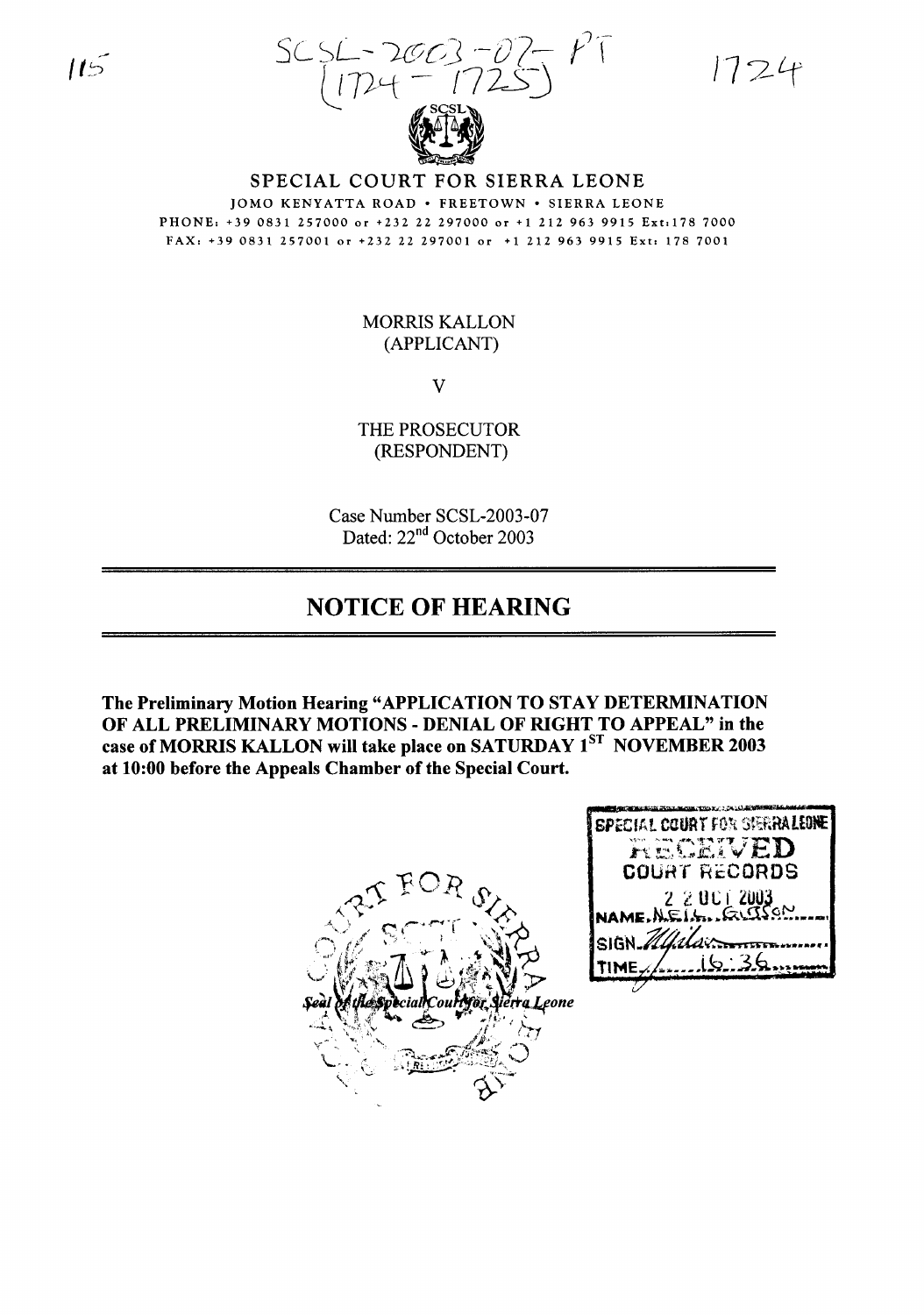SCSL-2003-07-PT
(1724 - 1725)

# SPECIAL COURT FOR SIERRA LEONE

JOMO KENYATTA ROAD • FREETOWN • SIERRA LEONE

PHONE: +39 0831 257000 or +232 22 297000 or +1 212 963 9915 Ext:178 7000

FAX: +39 0831 257001 or +232 22 297001 or +1 212 963 9915 Ext: 178 7001

MORRIS KALLON
(APPLICANT)

V

THE PROSECUTOR
(RESPONDENT)

Case Number SCSL-2003-07
Dated: 22nd October 2003

## NOTICE OF HEARING

**The Preliminary Motion Hearing "APPLICATION TO STAY DETERMINATION OF ALL PRELIMINARY MOTIONS - DENIAL OF RIGHT TO APPEAL" in the case of MORRIS KALLON will take place on SATURDAY 1ST NOVEMBER 2003 at 10:00 before the Appeals Chamber of the Special Court.**

Seal of the Special Court for Sierra Leone

SPECIAL COURT FOR SIERRA LEONE
RECEIVED
COURT RECORDS
22 OCT 2003
NAME NEIL GIBSON
SIGN
TIME 16:36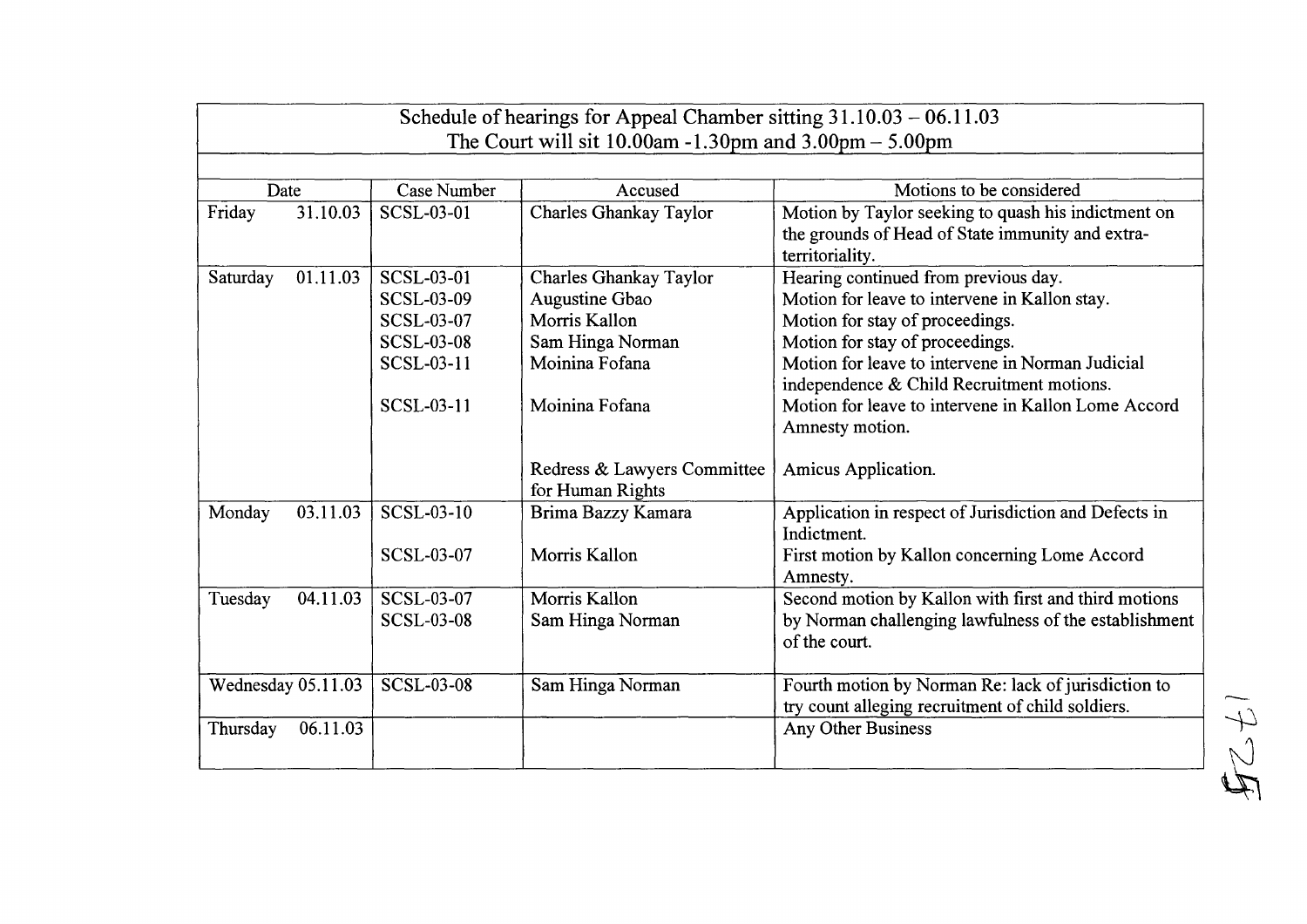Schedule of hearings for Appeal Chamber sitting 31.10.03 – 06.11.03
The Court will sit 10.00am -1.30pm and 3.00pm – 5.00pm

| Date | Case Number | Accused | Motions to be considered |
|---|---|---|---|
| Friday 31.10.03 | SCSL-03-01 | Charles Ghankay Taylor | Motion by Taylor seeking to quash his indictment on the grounds of Head of State immunity and extra-territoriality. |
| Saturday 01.11.03 | SCSL-03-01 | Charles Ghankay Taylor | Hearing continued from previous day. |
| | SCSL-03-09 | Augustine Gbao | Motion for leave to intervene in Kallon stay. |
| | SCSL-03-07 | Morris Kallon | Motion for stay of proceedings. |
| | SCSL-03-08 | Sam Hinga Norman | Motion for stay of proceedings. |
| | SCSL-03-11 | Moinina Fofana | Motion for leave to intervene in Norman Judicial independence & Child Recruitment motions. |
| | SCSL-03-11 | Moinina Fofana | Motion for leave to intervene in Kallon Lome Accord Amnesty motion. |
| | | Redress & Lawyers Committee for Human Rights | Amicus Application. |
| Monday 03.11.03 | SCSL-03-10 | Brima Bazzy Kamara | Application in respect of Jurisdiction and Defects in Indictment. |
| | SCSL-03-07 | Morris Kallon | First motion by Kallon concerning Lome Accord Amnesty. |
| Tuesday 04.11.03 | SCSL-03-07<br>SCSL-03-08 | Morris Kallon<br>Sam Hinga Norman | Second motion by Kallon with first and third motions by Norman challenging lawfulness of the establishment of the court. |
| Wednesday 05.11.03 | SCSL-03-08 | Sam Hinga Norman | Fourth motion by Norman Re: lack of jurisdiction to try count alleging recruitment of child soldiers. |
| Thursday 06.11.03 | | | Any Other Business |